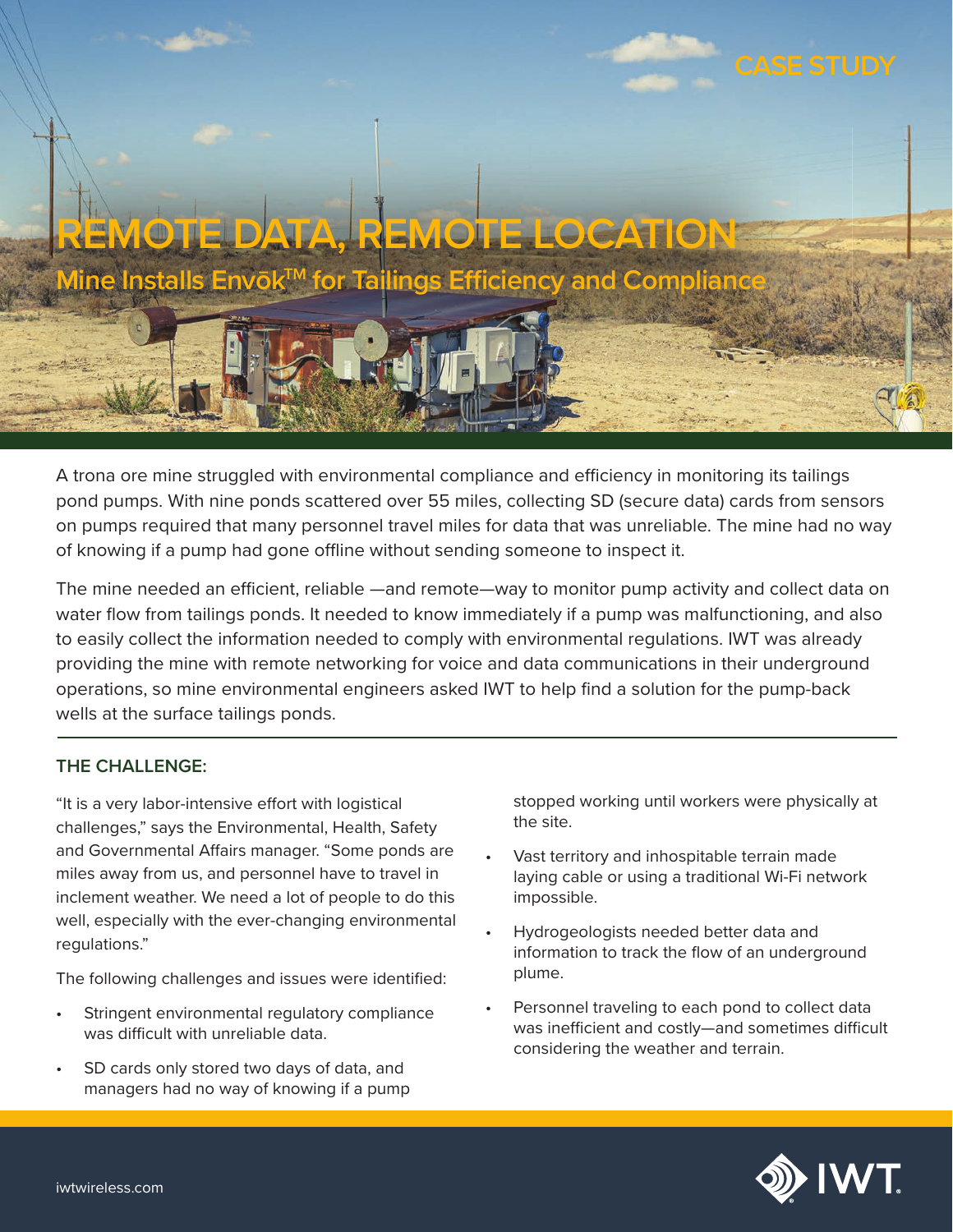CASE STUDY

# REMOTE DATA, REMOTE LOCATION

## Mine Installs Envōk™ for Tailings Efficiency and Compliance

A trona ore mine struggled with environmental compliance and efficiency in monitoring its tailings pond pumps. With nine ponds scattered over 55 miles, collecting SD (secure data) cards from sensors on pumps required that many personnel travel miles for data that was unreliable. The mine had no way of knowing if a pump had gone offline without sending someone to inspect it.

The mine needed an efficient, reliable —and remote—way to monitor pump activity and collect data on water flow from tailings ponds. It needed to know immediately if a pump was malfunctioning, and also to easily collect the information needed to comply with environmental regulations. IWT was already providing the mine with remote networking for voice and data communications in their underground operations, so mine environmental engineers asked IWT to help find a solution for the pump-back wells at the surface tailings ponds.

### THE CHALLENGE:

"It is a very labor-intensive effort with logistical challenges," says the Environmental, Health, Safety and Governmental Affairs manager. "Some ponds are miles away from us, and personnel have to travel in inclement weather. We need a lot of people to do this well, especially with the ever-changing environmental regulations."

The following challenges and issues were identified:

- Stringent environmental regulatory compliance was difficult with unreliable data.
- SD cards only stored two days of data, and managers had no way of knowing if a pump stopped working until workers were physically at the site.
- Vast territory and inhospitable terrain made laying cable or using a traditional Wi-Fi network impossible.
- Hydrogeologists needed better data and information to track the flow of an underground plume.
- Personnel traveling to each pond to collect data was inefficient and costly—and sometimes difficult considering the weather and terrain.

iwtwireless.com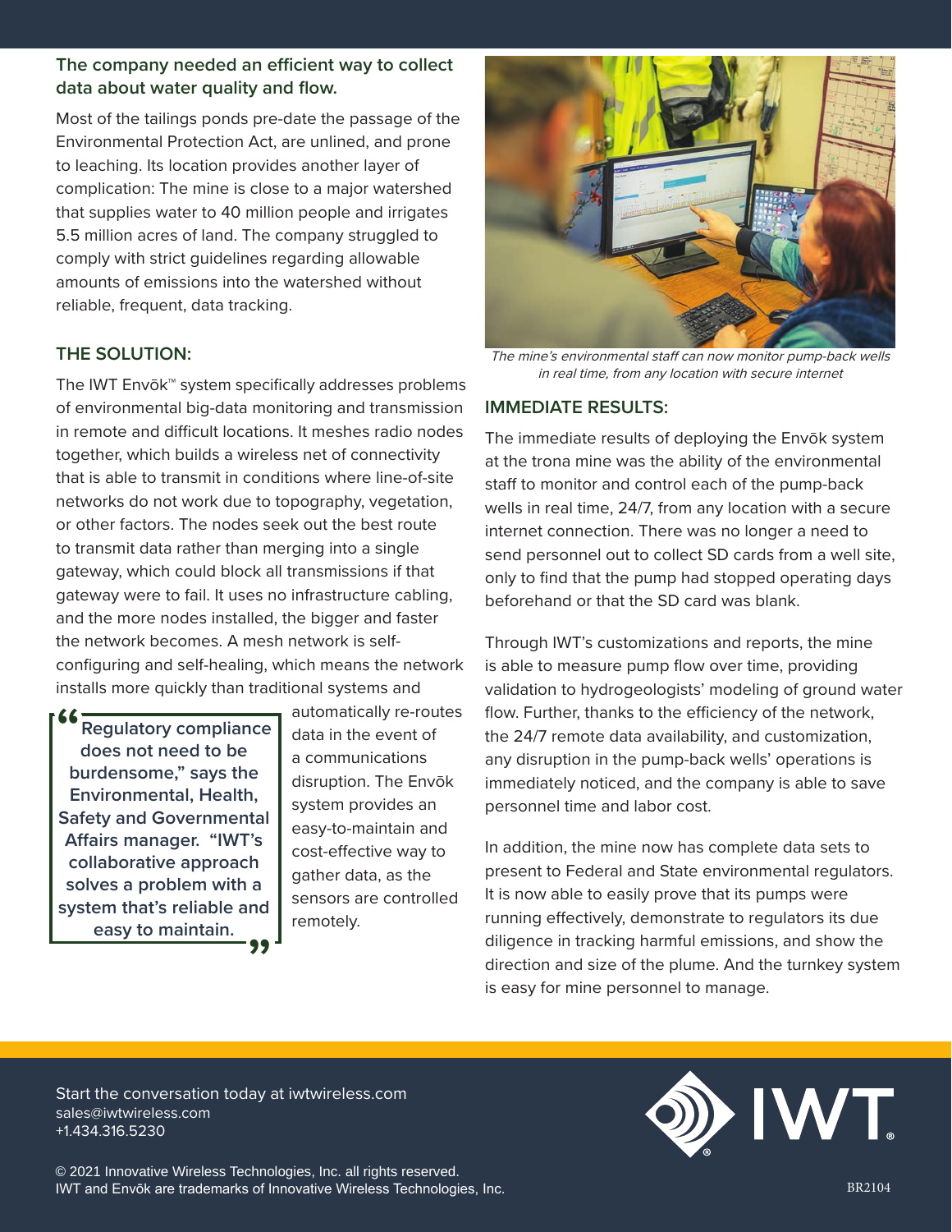## The company needed an efficient way to collect data about water quality and flow.

Most of the tailings ponds pre-date the passage of the Environmental Protection Act, are unlined, and prone to leaching. Its location provides another layer of complication: The mine is close to a major watershed that supplies water to 40 million people and irrigates 5.5 million acres of land. The company struggled to comply with strict guidelines regarding allowable amounts of emissions into the watershed without reliable, frequent, data tracking.

## THE SOLUTION:

The IWT Envōk™ system specifically addresses problems of environmental big-data monitoring and transmission in remote and difficult locations. It meshes radio nodes together, which builds a wireless net of connectivity that is able to transmit in conditions where line-of-site networks do not work due to topography, vegetation, or other factors. The nodes seek out the best route to transmit data rather than merging into a single gateway, which could block all transmissions if that gateway were to fail. It uses no infrastructure cabling, and the more nodes installed, the bigger and faster the network becomes. A mesh network is self-configuring and self-healing, which means the network installs more quickly than traditional systems and automatically re-routes data in the event of a communications disruption. The Envōk system provides an easy-to-maintain and cost-effective way to gather data, as the sensors are controlled remotely.

> "Regulatory compliance does not need to be burdensome," says the Environmental, Health, Safety and Governmental Affairs manager. "IWT's collaborative approach solves a problem with a system that's reliable and easy to maintain."

*The mine's environmental staff can now monitor pump-back wells in real time, from any location with secure internet*

## IMMEDIATE RESULTS:

The immediate results of deploying the Envōk system at the trona mine was the ability of the environmental staff to monitor and control each of the pump-back wells in real time, 24/7, from any location with a secure internet connection. There was no longer a need to send personnel out to collect SD cards from a well site, only to find that the pump had stopped operating days beforehand or that the SD card was blank.

Through IWT's customizations and reports, the mine is able to measure pump flow over time, providing validation to hydrogeologists' modeling of ground water flow. Further, thanks to the efficiency of the network, the 24/7 remote data availability, and customization, any disruption in the pump-back wells' operations is immediately noticed, and the company is able to save personnel time and labor cost.

In addition, the mine now has complete data sets to present to Federal and State environmental regulators. It is now able to easily prove that its pumps were running effectively, demonstrate to regulators its due diligence in tracking harmful emissions, and show the direction and size of the plume. And the turnkey system is easy for mine personnel to manage.

Start the conversation today at iwtwireless.com
sales@iwtwireless.com
+1.434.316.5230

IWT®

© 2021 Innovative Wireless Technologies, Inc. all rights reserved.
IWT and Envōk are trademarks of Innovative Wireless Technologies, Inc.

BR2104